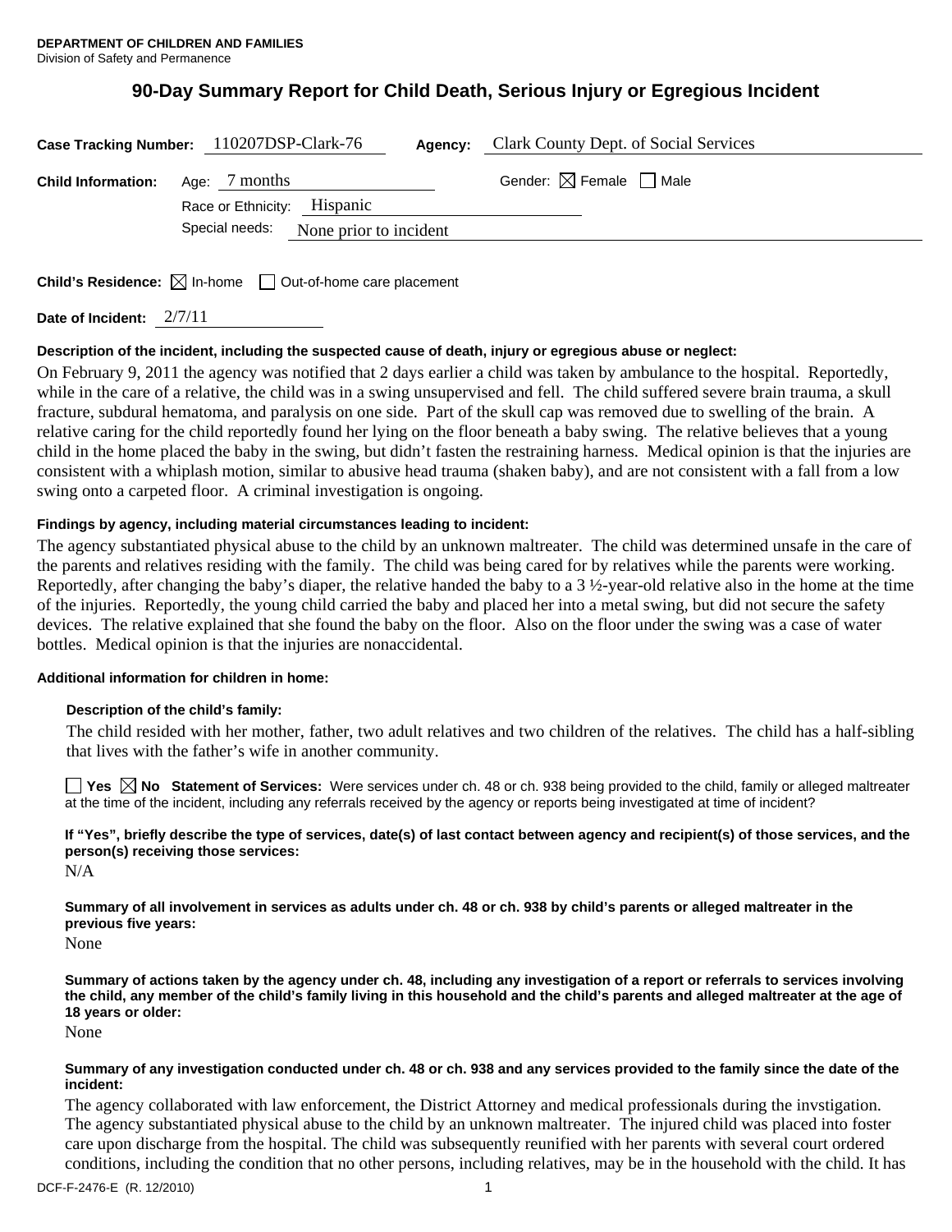**DEPARTMENT OF CHILDREN AND FAMILIES**
Division of Safety and Permanence

# 90-Day Summary Report for Child Death, Serious Injury or Egregious Incident

**Case Tracking Number:** 110207DSP-Clark-76 **Agency:** Clark County Dept. of Social Services

**Child Information:** Age: 7 months Gender: ☒ Female ☐ Male

Race or Ethnicity: Hispanic

Special needs: None prior to incident

**Child's Residence:** ☒ In-home ☐ Out-of-home care placement

**Date of Incident:** 2/7/11

**Description of the incident, including the suspected cause of death, injury or egregious abuse or neglect:**

On February 9, 2011 the agency was notified that 2 days earlier a child was taken by ambulance to the hospital. Reportedly, while in the care of a relative, the child was in a swing unsupervised and fell. The child suffered severe brain trauma, a skull fracture, subdural hematoma, and paralysis on one side. Part of the skull cap was removed due to swelling of the brain. A relative caring for the child reportedly found her lying on the floor beneath a baby swing. The relative believes that a young child in the home placed the baby in the swing, but didn't fasten the restraining harness. Medical opinion is that the injuries are consistent with a whiplash motion, similar to abusive head trauma (shaken baby), and are not consistent with a fall from a low swing onto a carpeted floor. A criminal investigation is ongoing.

**Findings by agency, including material circumstances leading to incident:**

The agency substantiated physical abuse to the child by an unknown maltreater. The child was determined unsafe in the care of the parents and relatives residing with the family. The child was being cared for by relatives while the parents were working. Reportedly, after changing the baby's diaper, the relative handed the baby to a 3 ½-year-old relative also in the home at the time of the injuries. Reportedly, the young child carried the baby and placed her into a metal swing, but did not secure the safety devices. The relative explained that she found the baby on the floor. Also on the floor under the swing was a case of water bottles. Medical opinion is that the injuries are nonaccidental.

**Additional information for children in home:**

**Description of the child's family:**

The child resided with her mother, father, two adult relatives and two children of the relatives. The child has a half-sibling that lives with the father's wife in another community.

☐ **Yes** ☒ **No** **Statement of Services:** Were services under ch. 48 or ch. 938 being provided to the child, family or alleged maltreater at the time of the incident, including any referrals received by the agency or reports being investigated at time of incident?

**If "Yes", briefly describe the type of services, date(s) of last contact between agency and recipient(s) of those services, and the person(s) receiving those services:**

N/A

**Summary of all involvement in services as adults under ch. 48 or ch. 938 by child's parents or alleged maltreater in the previous five years:**

None

**Summary of actions taken by the agency under ch. 48, including any investigation of a report or referrals to services involving the child, any member of the child's family living in this household and the child's parents and alleged maltreater at the age of 18 years or older:**

None

**Summary of any investigation conducted under ch. 48 or ch. 938 and any services provided to the family since the date of the incident:**

The agency collaborated with law enforcement, the District Attorney and medical professionals during the invstigation. The agency substantiated physical abuse to the child by an unknown maltreater. The injured child was placed into foster care upon discharge from the hospital. The child was subsequently reunified with her parents with several court ordered conditions, including the condition that no other persons, including relatives, may be in the household with the child. It has

DCF-F-2476-E (R. 12/2010)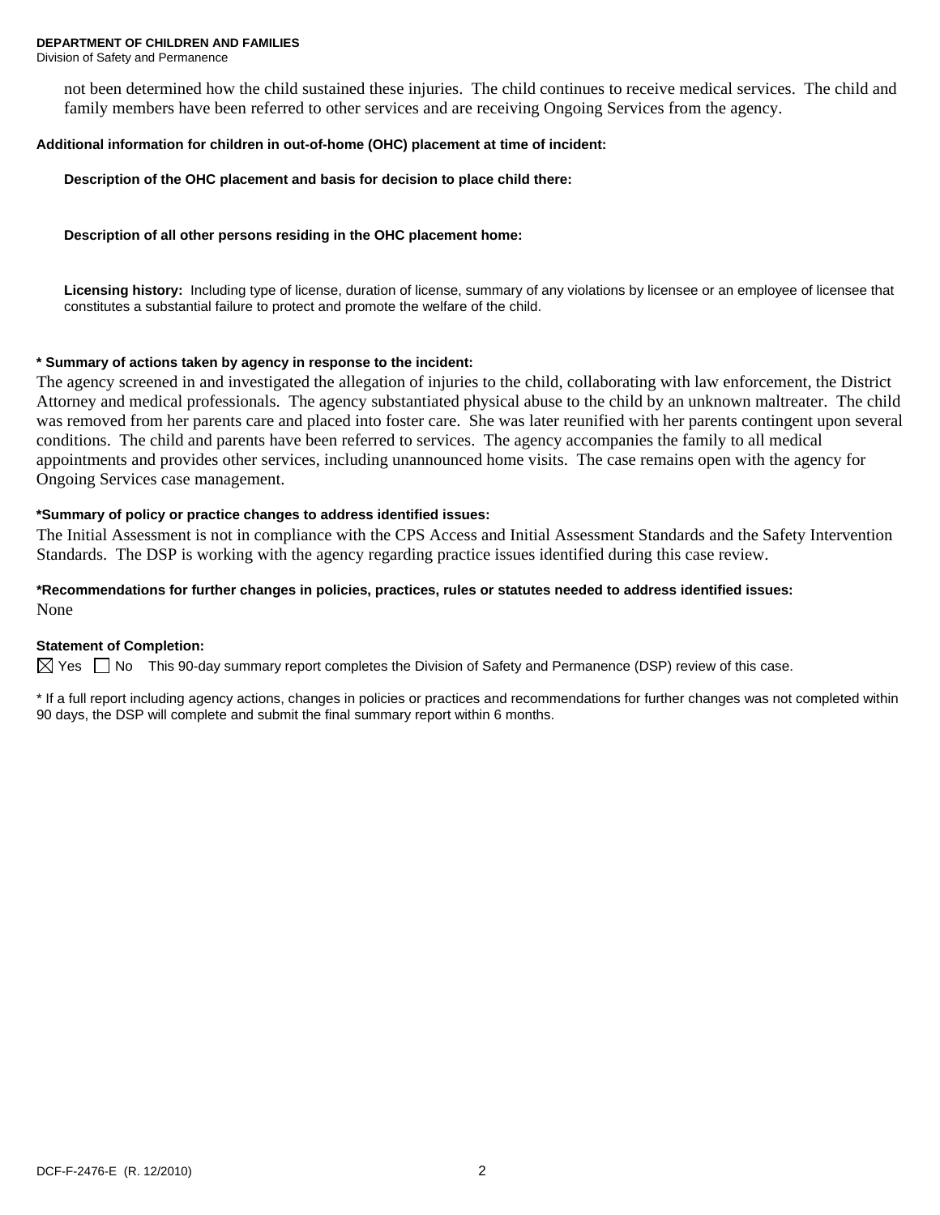not been determined how the child sustained these injuries. The child continues to receive medical services. The child and family members have been referred to other services and are receiving Ongoing Services from the agency.

**Additional information for children in out-of-home (OHC) placement at time of incident:**

**Description of the OHC placement and basis for decision to place child there:**

**Description of all other persons residing in the OHC placement home:**

**Licensing history:** Including type of license, duration of license, summary of any violations by licensee or an employee of licensee that constitutes a substantial failure to protect and promote the welfare of the child.

**\* Summary of actions taken by agency in response to the incident:**

The agency screened in and investigated the allegation of injuries to the child, collaborating with law enforcement, the District Attorney and medical professionals. The agency substantiated physical abuse to the child by an unknown maltreater. The child was removed from her parents care and placed into foster care. She was later reunified with her parents contingent upon several conditions. The child and parents have been referred to services. The agency accompanies the family to all medical appointments and provides other services, including unannounced home visits. The case remains open with the agency for Ongoing Services case management.

**\*Summary of policy or practice changes to address identified issues:**

The Initial Assessment is not in compliance with the CPS Access and Initial Assessment Standards and the Safety Intervention Standards. The DSP is working with the agency regarding practice issues identified during this case review.

**\*Recommendations for further changes in policies, practices, rules or statutes needed to address identified issues:**

None

**Statement of Completion:**

☒ Yes ☐ No This 90-day summary report completes the Division of Safety and Permanence (DSP) review of this case.

\* If a full report including agency actions, changes in policies or practices and recommendations for further changes was not completed within 90 days, the DSP will complete and submit the final summary report within 6 months.